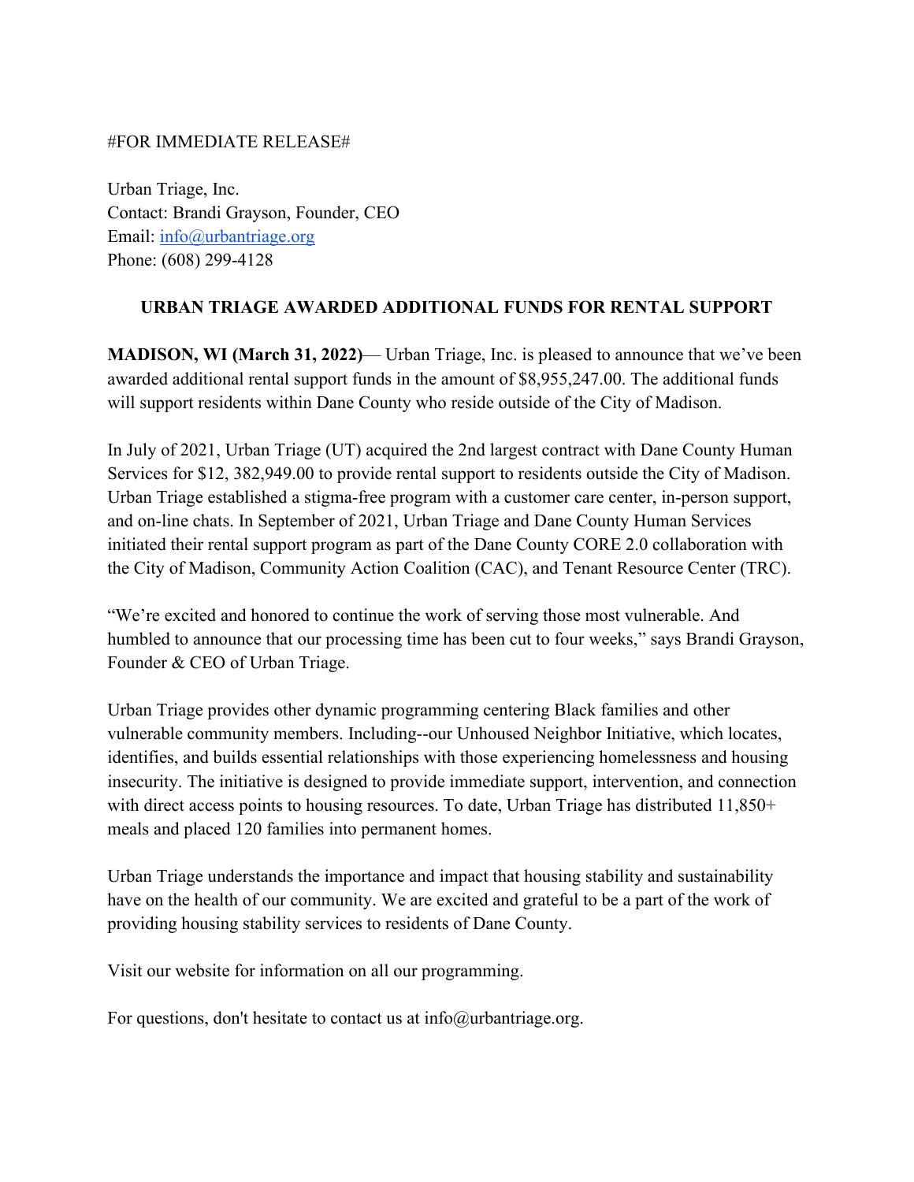#FOR IMMEDIATE RELEASE#

Urban Triage, Inc.
Contact: Brandi Grayson, Founder, CEO
Email: info@urbantriage.org
Phone: (608) 299-4128

## URBAN TRIAGE AWARDED ADDITIONAL FUNDS FOR RENTAL SUPPORT

**MADISON, WI (March 31, 2022)**— Urban Triage, Inc. is pleased to announce that we've been awarded additional rental support funds in the amount of $8,955,247.00. The additional funds will support residents within Dane County who reside outside of the City of Madison.

In July of 2021, Urban Triage (UT) acquired the 2nd largest contract with Dane County Human Services for $12, 382,949.00 to provide rental support to residents outside the City of Madison. Urban Triage established a stigma-free program with a customer care center, in-person support, and on-line chats. In September of 2021, Urban Triage and Dane County Human Services initiated their rental support program as part of the Dane County CORE 2.0 collaboration with the City of Madison, Community Action Coalition (CAC), and Tenant Resource Center (TRC).

"We're excited and honored to continue the work of serving those most vulnerable. And humbled to announce that our processing time has been cut to four weeks," says Brandi Grayson, Founder & CEO of Urban Triage.

Urban Triage provides other dynamic programming centering Black families and other vulnerable community members. Including--our Unhoused Neighbor Initiative, which locates, identifies, and builds essential relationships with those experiencing homelessness and housing insecurity. The initiative is designed to provide immediate support, intervention, and connection with direct access points to housing resources. To date, Urban Triage has distributed 11,850+ meals and placed 120 families into permanent homes.

Urban Triage understands the importance and impact that housing stability and sustainability have on the health of our community. We are excited and grateful to be a part of the work of providing housing stability services to residents of Dane County.

Visit our website for information on all our programming.

For questions, don't hesitate to contact us at info@urbantriage.org.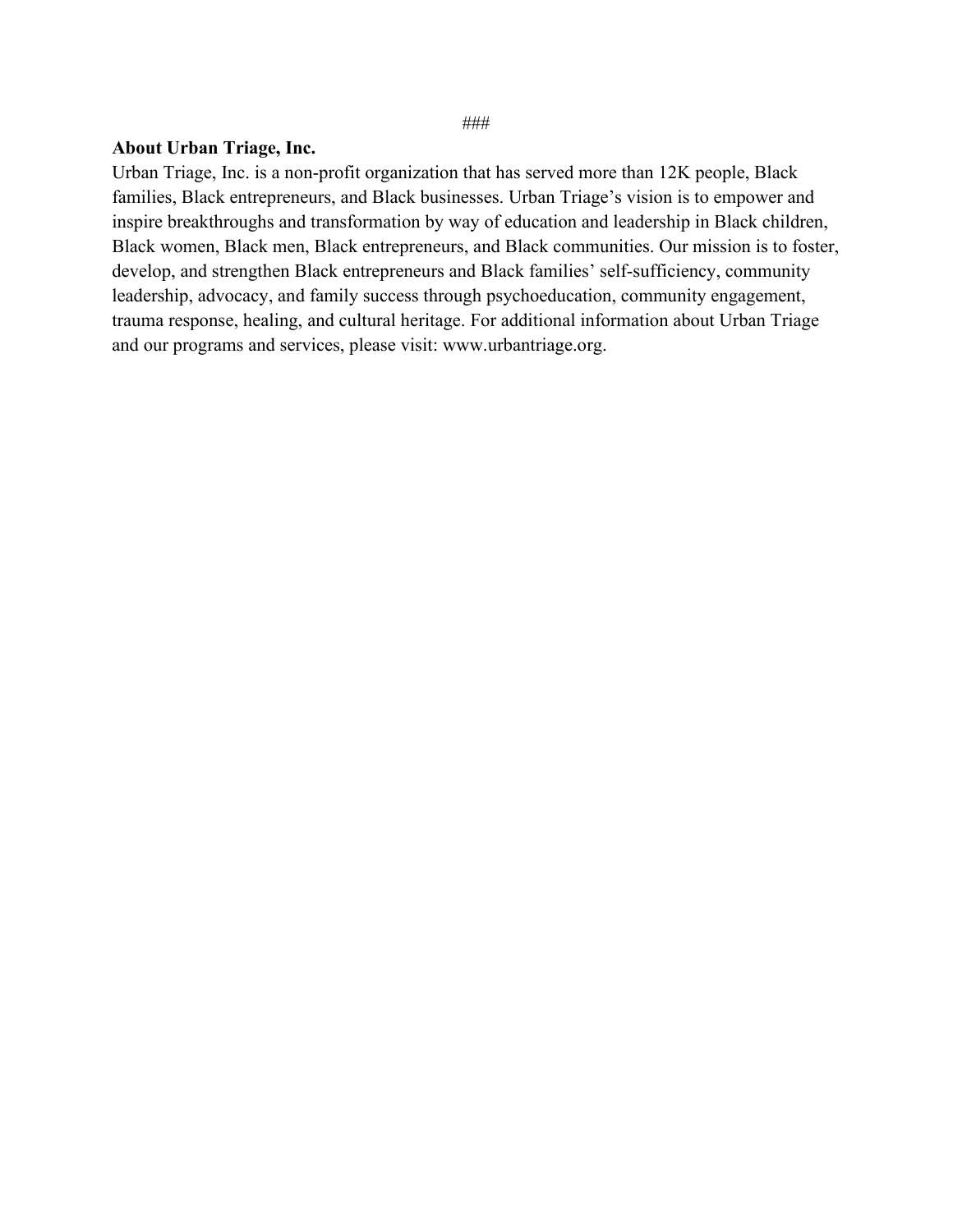###

**About Urban Triage, Inc.**

Urban Triage, Inc. is a non-profit organization that has served more than 12K people, Black families, Black entrepreneurs, and Black businesses. Urban Triage's vision is to empower and inspire breakthroughs and transformation by way of education and leadership in Black children, Black women, Black men, Black entrepreneurs, and Black communities. Our mission is to foster, develop, and strengthen Black entrepreneurs and Black families' self-sufficiency, community leadership, advocacy, and family success through psychoeducation, community engagement, trauma response, healing, and cultural heritage. For additional information about Urban Triage and our programs and services, please visit: www.urbantriage.org.